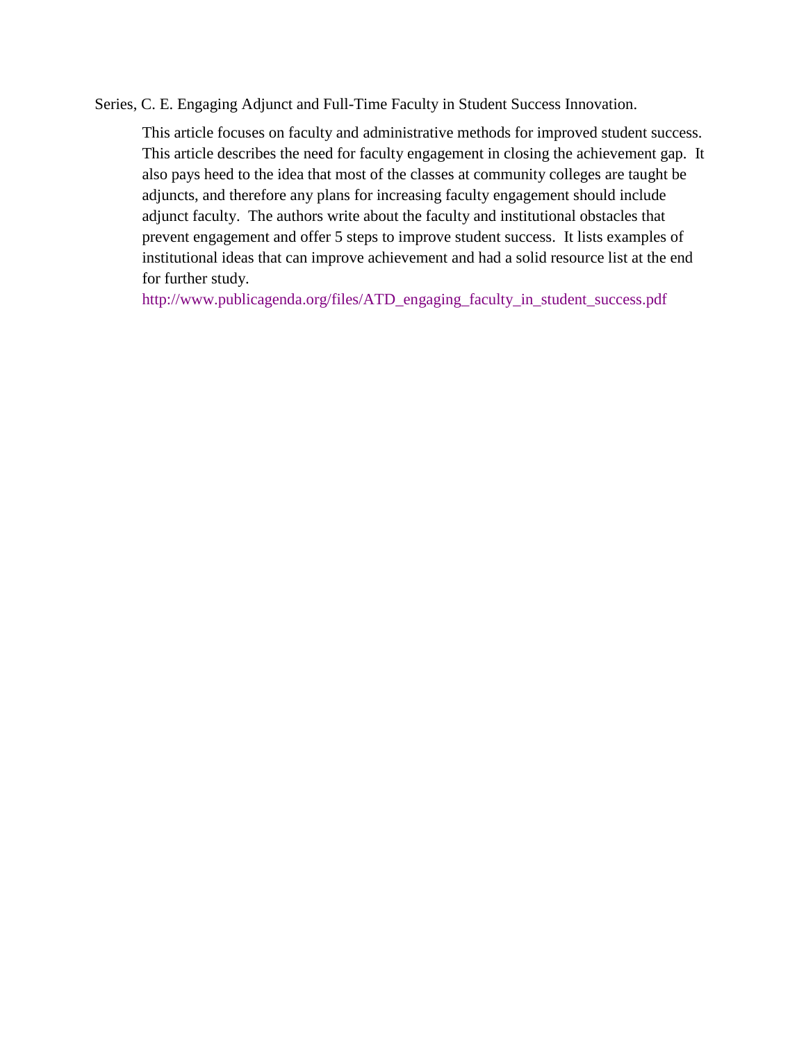Series, C. E. Engaging Adjunct and Full-Time Faculty in Student Success Innovation.

This article focuses on faculty and administrative methods for improved student success. This article describes the need for faculty engagement in closing the achievement gap. It also pays heed to the idea that most of the classes at community colleges are taught be adjuncts, and therefore any plans for increasing faculty engagement should include adjunct faculty. The authors write about the faculty and institutional obstacles that prevent engagement and offer 5 steps to improve student success. It lists examples of institutional ideas that can improve achievement and had a solid resource list at the end for further study.

http://www.publicagenda.org/files/ATD_engaging_faculty_in_student_success.pdf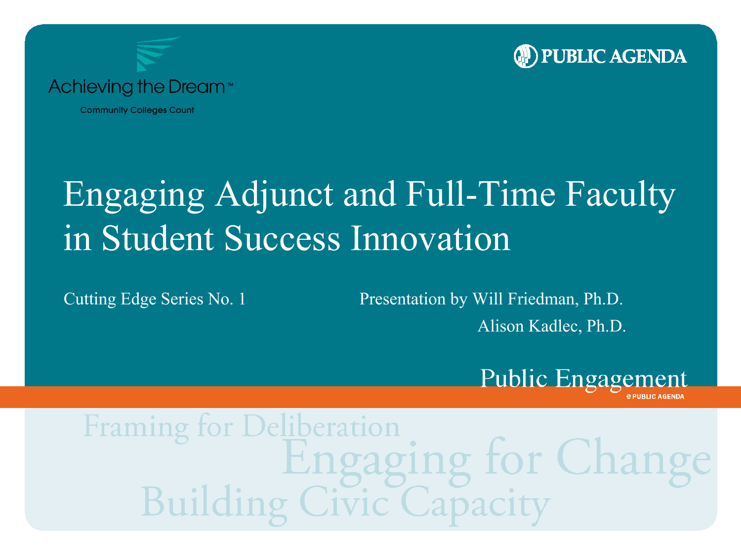Achieving the Dream™

Community Colleges Count

PUBLIC AGENDA

# Engaging Adjunct and Full-Time Faculty in Student Success Innovation

Cutting Edge Series No. 1

Presentation by Will Friedman, Ph.D.
Alison Kadlec, Ph.D.

Public Engagement
@PUBLIC AGENDA

Framing for Deliberation
Engaging for Change
Building Civic Capacity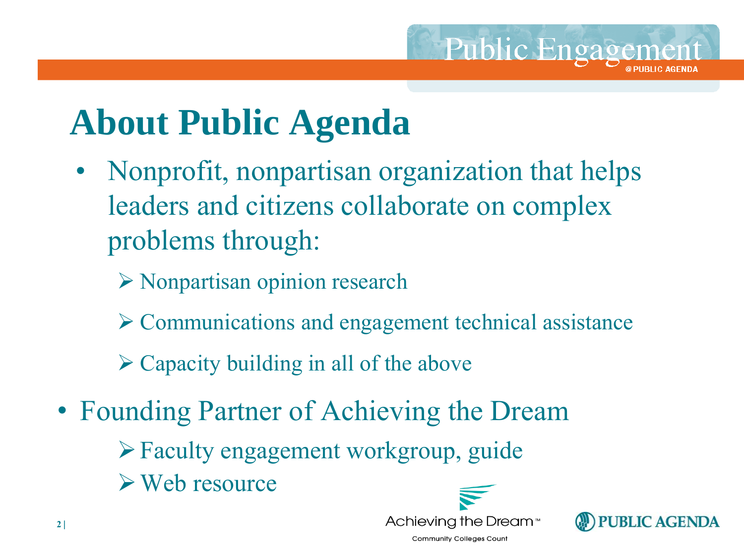# About Public Agenda

- Nonprofit, nonpartisan organization that helps leaders and citizens collaborate on complex problems through:
  - Nonpartisan opinion research
  - Communications and engagement technical assistance
  - Capacity building in all of the above
- Founding Partner of Achieving the Dream
  - Faculty engagement workgroup, guide
  - Web resource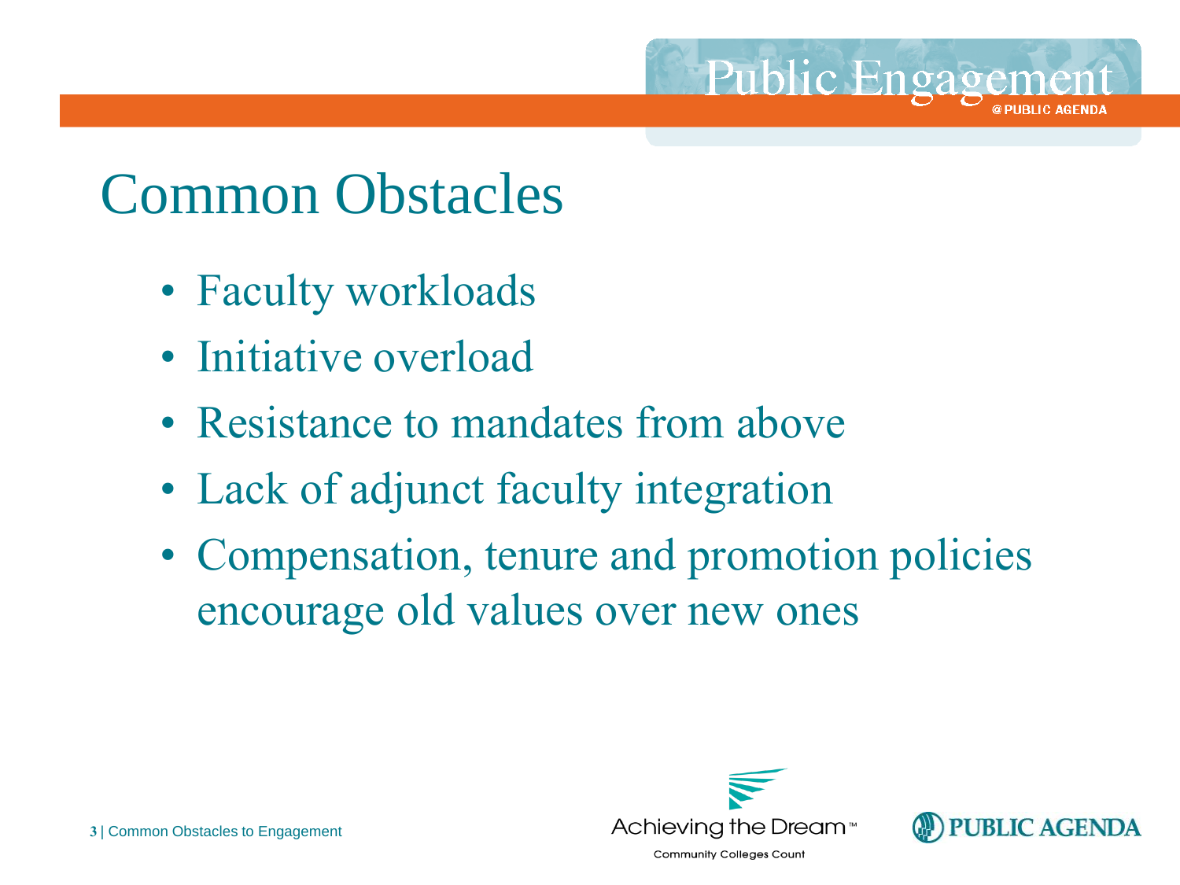# Common Obstacles

- Faculty workloads
- Initiative overload
- Resistance to mandates from above
- Lack of adjunct faculty integration
- Compensation, tenure and promotion policies encourage old values over new ones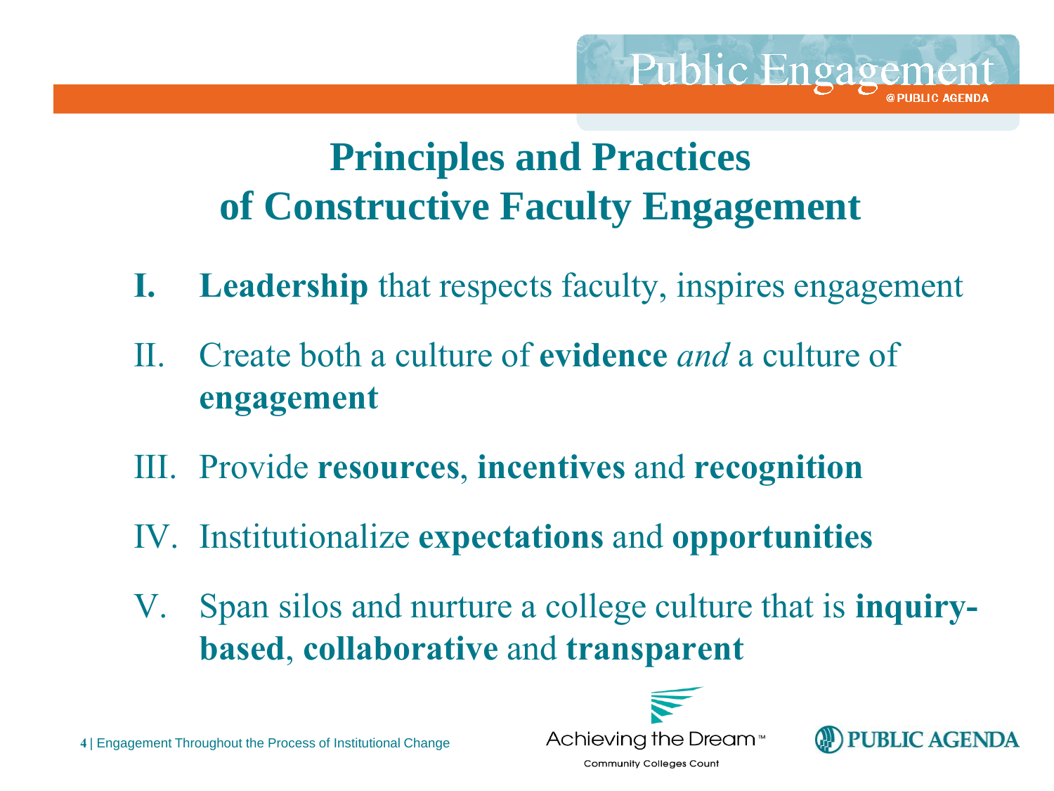# Principles and Practices of Constructive Faculty Engagement

I. **Leadership** that respects faculty, inspires engagement

II. Create both a culture of **evidence** *and* a culture of **engagement**

III. Provide **resources**, **incentives** and **recognition**

IV. Institutionalize **expectations** and **opportunities**

V. Span silos and nurture a college culture that is **inquiry-based**, **collaborative** and **transparent**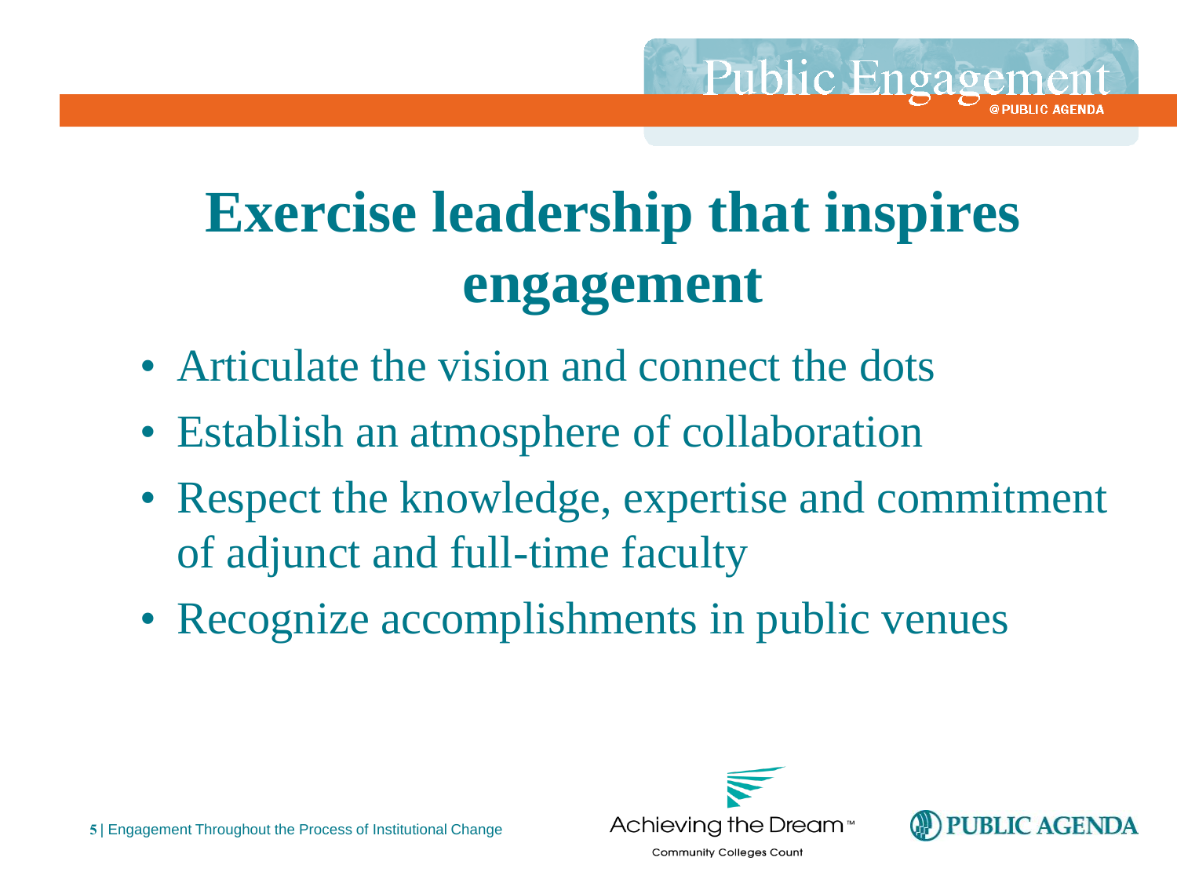# Exercise leadership that inspires engagement

- Articulate the vision and connect the dots
- Establish an atmosphere of collaboration
- Respect the knowledge, expertise and commitment of adjunct and full-time faculty
- Recognize accomplishments in public venues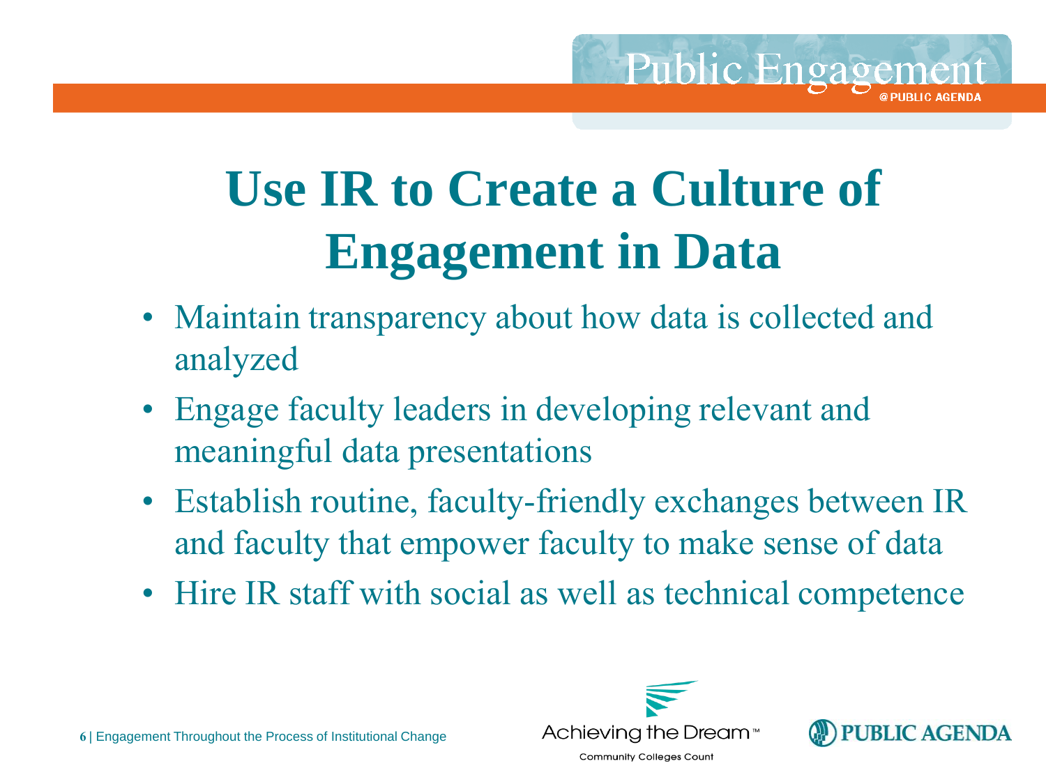# Use IR to Create a Culture of Engagement in Data

- Maintain transparency about how data is collected and analyzed
- Engage faculty leaders in developing relevant and meaningful data presentations
- Establish routine, faculty-friendly exchanges between IR and faculty that empower faculty to make sense of data
- Hire IR staff with social as well as technical competence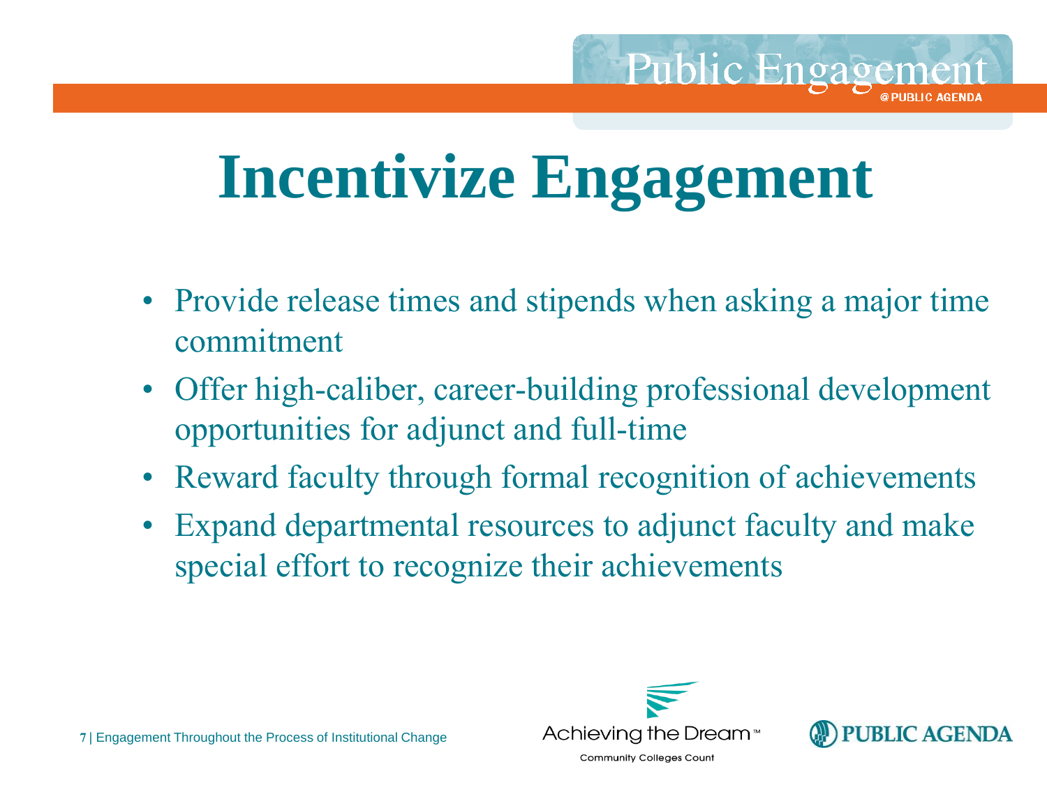# Incentivize Engagement

- Provide release times and stipends when asking a major time commitment
- Offer high-caliber, career-building professional development opportunities for adjunct and full-time
- Reward faculty through formal recognition of achievements
- Expand departmental resources to adjunct faculty and make special effort to recognize their achievements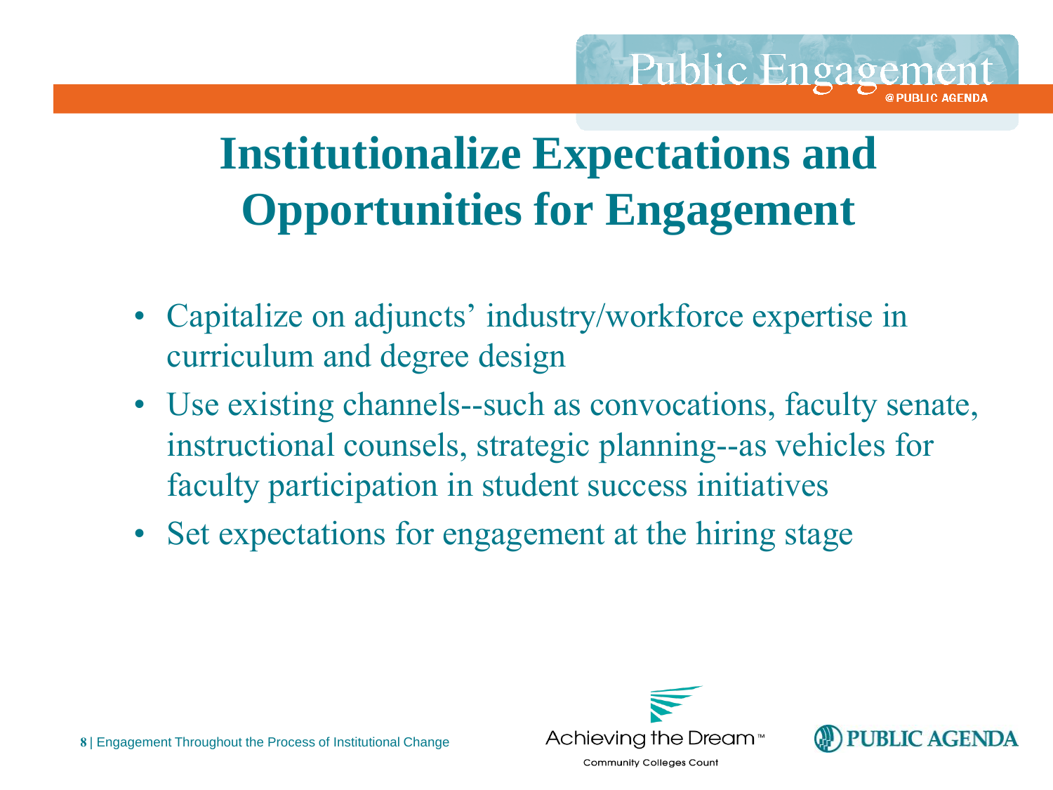# Institutionalize Expectations and Opportunities for Engagement

- Capitalize on adjuncts' industry/workforce expertise in curriculum and degree design
- Use existing channels--such as convocations, faculty senate, instructional counsels, strategic planning--as vehicles for faculty participation in student success initiatives
- Set expectations for engagement at the hiring stage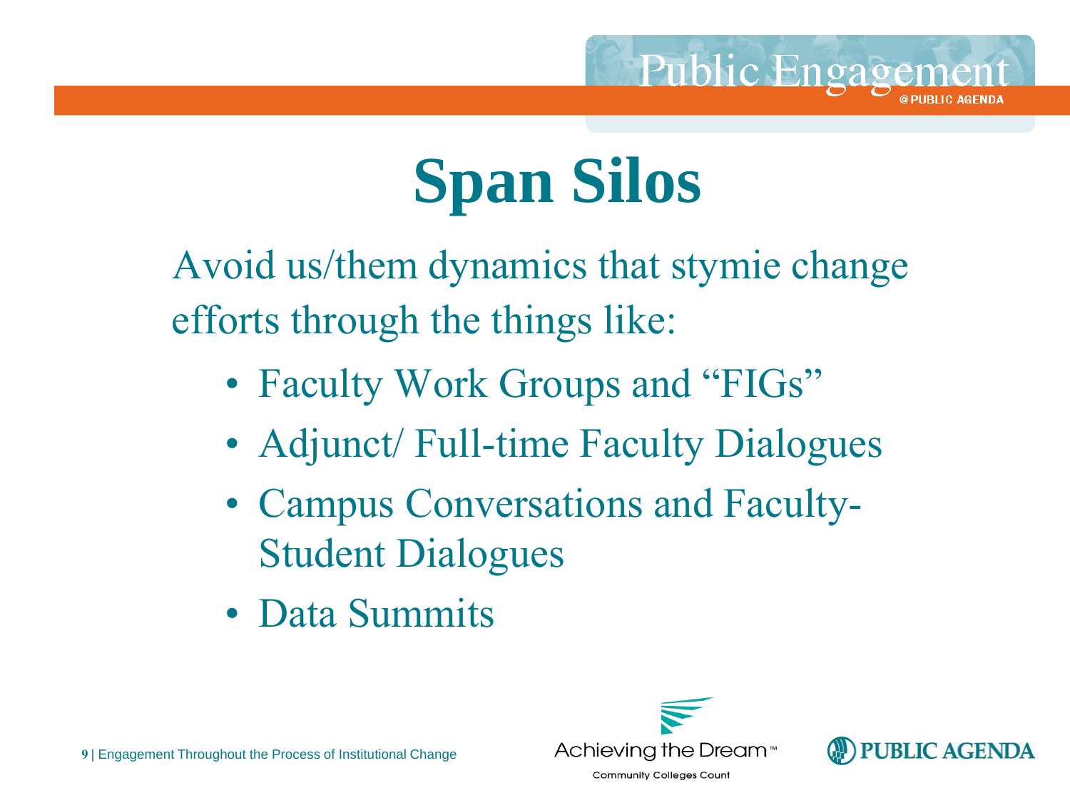# Span Silos

Avoid us/them dynamics that stymie change efforts through the things like:

- Faculty Work Groups and "FIGs"
- Adjunct/ Full-time Faculty Dialogues
- Campus Conversations and Faculty-Student Dialogues
- Data Summits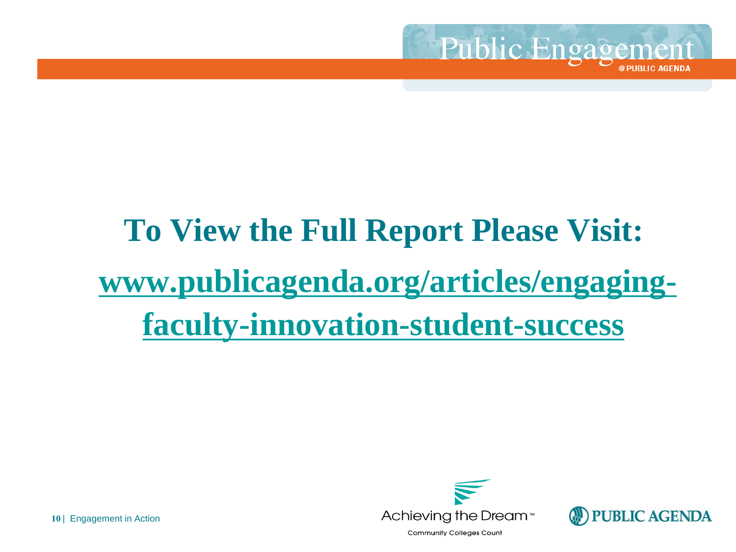# To View the Full Report Please Visit:

**www.publicagenda.org/articles/engaging-faculty-innovation-student-success**